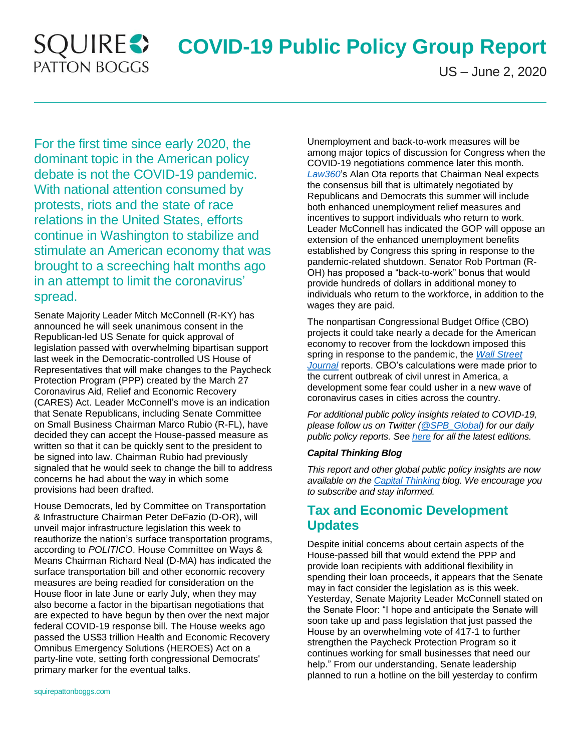# COVID-19 Public Policy Group Report

US – June 2, 2020

For the first time since early 2020, the dominant topic in the American policy debate is not the COVID-19 pandemic. With national attention consumed by protests, riots and the state of race relations in the United States, efforts continue in Washington to stabilize and stimulate an American economy that was brought to a screeching halt months ago in an attempt to limit the coronavirus' spread.

Senate Majority Leader Mitch McConnell (R-KY) has announced he will seek unanimous consent in the Republican-led US Senate for quick approval of legislation passed with overwhelming bipartisan support last week in the Democratic-controlled US House of Representatives that will make changes to the Paycheck Protection Program (PPP) created by the March 27 Coronavirus Aid, Relief and Economic Recovery (CARES) Act. Leader McConnell's move is an indication that Senate Republicans, including Senate Committee on Small Business Chairman Marco Rubio (R-FL), have decided they can accept the House-passed measure as written so that it can be quickly sent to the president to be signed into law. Chairman Rubio had previously signaled that he would seek to change the bill to address concerns he had about the way in which some provisions had been drafted.

House Democrats, led by Committee on Transportation & Infrastructure Chairman Peter DeFazio (D-OR), will unveil major infrastructure legislation this week to reauthorize the nation's surface transportation programs, according to *POLITICO*. House Committee on Ways & Means Chairman Richard Neal (D-MA) has indicated the surface transportation bill and other economic recovery measures are being readied for consideration on the House floor in late June or early July, when they may also become a factor in the bipartisan negotiations that are expected to have begun by then over the next major federal COVID-19 response bill. The House weeks ago passed the US$3 trillion Health and Economic Recovery Omnibus Emergency Solutions (HEROES) Act on a party-line vote, setting forth congressional Democrats' primary marker for the eventual talks.

Unemployment and back-to-work measures will be among major topics of discussion for Congress when the COVID-19 negotiations commence later this month. *Law360*'s Alan Ota reports that Chairman Neal expects the consensus bill that is ultimately negotiated by Republicans and Democrats this summer will include both enhanced unemployment relief measures and incentives to support individuals who return to work. Leader McConnell has indicated the GOP will oppose an extension of the enhanced unemployment benefits established by Congress this spring in response to the pandemic-related shutdown. Senator Rob Portman (R-OH) has proposed a "back-to-work" bonus that would provide hundreds of dollars in additional money to individuals who return to the workforce, in addition to the wages they are paid.

The nonpartisan Congressional Budget Office (CBO) projects it could take nearly a decade for the American economy to recover from the lockdown imposed this spring in response to the pandemic, the *Wall Street Journal* reports. CBO's calculations were made prior to the current outbreak of civil unrest in America, a development some fear could usher in a new wave of coronavirus cases in cities across the country.

*For additional public policy insights related to COVID-19, please follow us on Twitter (@SPB_Global) for our daily public policy reports. See here for all the latest editions.*

***Capital Thinking Blog***

*This report and other global public policy insights are now available on the Capital Thinking blog. We encourage you to subscribe and stay informed.*

## Tax and Economic Development Updates

Despite initial concerns about certain aspects of the House-passed bill that would extend the PPP and provide loan recipients with additional flexibility in spending their loan proceeds, it appears that the Senate may in fact consider the legislation as is this week. Yesterday, Senate Majority Leader McConnell stated on the Senate Floor: "I hope and anticipate the Senate will soon take up and pass legislation that just passed the House by an overwhelming vote of 417-1 to further strengthen the Paycheck Protection Program so it continues working for small businesses that need our help." From our understanding, Senate leadership planned to run a hotline on the bill yesterday to confirm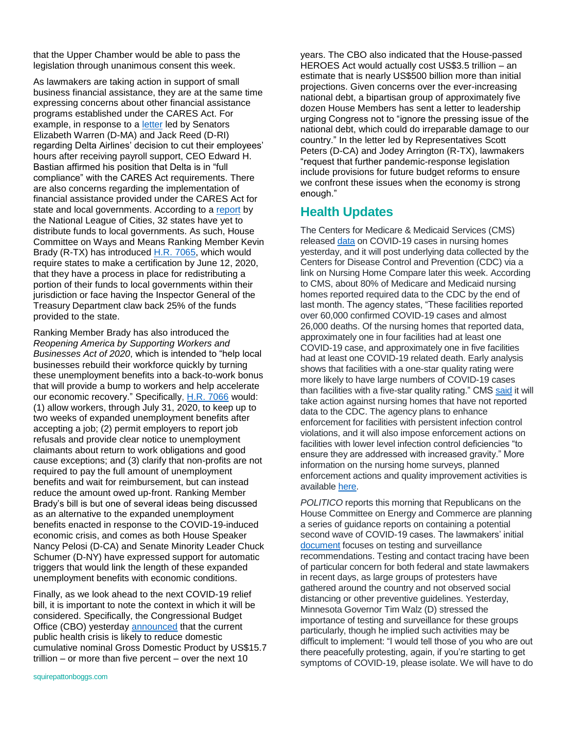that the Upper Chamber would be able to pass the legislation through unanimous consent this week.

As lawmakers are taking action in support of small business financial assistance, they are at the same time expressing concerns about other financial assistance programs established under the CARES Act. For example, in response to a letter led by Senators Elizabeth Warren (D-MA) and Jack Reed (D-RI) regarding Delta Airlines' decision to cut their employees' hours after receiving payroll support, CEO Edward H. Bastian affirmed his position that Delta is in "full compliance" with the CARES Act requirements. There are also concerns regarding the implementation of financial assistance provided under the CARES Act for state and local governments. According to a report by the National League of Cities, 32 states have yet to distribute funds to local governments. As such, House Committee on Ways and Means Ranking Member Kevin Brady (R-TX) has introduced H.R. 7065, which would require states to make a certification by June 12, 2020, that they have a process in place for redistributing a portion of their funds to local governments within their jurisdiction or face having the Inspector General of the Treasury Department claw back 25% of the funds provided to the state.

Ranking Member Brady has also introduced the *Reopening America by Supporting Workers and Businesses Act of 2020*, which is intended to "help local businesses rebuild their workforce quickly by turning these unemployment benefits into a back-to-work bonus that will provide a bump to workers and help accelerate our economic recovery." Specifically, H.R. 7066 would: (1) allow workers, through July 31, 2020, to keep up to two weeks of expanded unemployment benefits after accepting a job; (2) permit employers to report job refusals and provide clear notice to unemployment claimants about return to work obligations and good cause exceptions; and (3) clarify that non-profits are not required to pay the full amount of unemployment benefits and wait for reimbursement, but can instead reduce the amount owed up-front. Ranking Member Brady's bill is but one of several ideas being discussed as an alternative to the expanded unemployment benefits enacted in response to the COVID-19-induced economic crisis, and comes as both House Speaker Nancy Pelosi (D-CA) and Senate Minority Leader Chuck Schumer (D-NY) have expressed support for automatic triggers that would link the length of these expanded unemployment benefits with economic conditions.

Finally, as we look ahead to the next COVID-19 relief bill, it is important to note the context in which it will be considered. Specifically, the Congressional Budget Office (CBO) yesterday announced that the current public health crisis is likely to reduce domestic cumulative nominal Gross Domestic Product by US$15.7 trillion – or more than five percent – over the next 10 years. The CBO also indicated that the House-passed HEROES Act would actually cost US$3.5 trillion – an estimate that is nearly US$500 billion more than initial projections. Given concerns over the ever-increasing national debt, a bipartisan group of approximately five dozen House Members has sent a letter to leadership urging Congress not to "ignore the pressing issue of the national debt, which could do irreparable damage to our country." In the letter led by Representatives Scott Peters (D-CA) and Jodey Arrington (R-TX), lawmakers "request that further pandemic-response legislation include provisions for future budget reforms to ensure we confront these issues when the economy is strong enough."

## Health Updates

The Centers for Medicare & Medicaid Services (CMS) released data on COVID-19 cases in nursing homes yesterday, and it will post underlying data collected by the Centers for Disease Control and Prevention (CDC) via a link on Nursing Home Compare later this week. According to CMS, about 80% of Medicare and Medicaid nursing homes reported required data to the CDC by the end of last month. The agency states, "These facilities reported over 60,000 confirmed COVID-19 cases and almost 26,000 deaths. Of the nursing homes that reported data, approximately one in four facilities had at least one COVID-19 case, and approximately one in five facilities had at least one COVID-19 related death. Early analysis shows that facilities with a one-star quality rating were more likely to have large numbers of COVID-19 cases than facilities with a five-star quality rating." CMS said it will take action against nursing homes that have not reported data to the CDC. The agency plans to enhance enforcement for facilities with persistent infection control violations, and it will also impose enforcement actions on facilities with lower level infection control deficiencies "to ensure they are addressed with increased gravity." More information on the nursing home surveys, planned enforcement actions and quality improvement activities is available here.

*POLITICO* reports this morning that Republicans on the House Committee on Energy and Commerce are planning a series of guidance reports on containing a potential second wave of COVID-19 cases. The lawmakers' initial document focuses on testing and surveillance recommendations. Testing and contact tracing have been of particular concern for both federal and state lawmakers in recent days, as large groups of protesters have gathered around the country and not observed social distancing or other preventive guidelines. Yesterday, Minnesota Governor Tim Walz (D) stressed the importance of testing and surveillance for these groups particularly, though he implied such activities may be difficult to implement: "I would tell those of you who are out there peacefully protesting, again, if you're starting to get symptoms of COVID-19, please isolate. We will have to do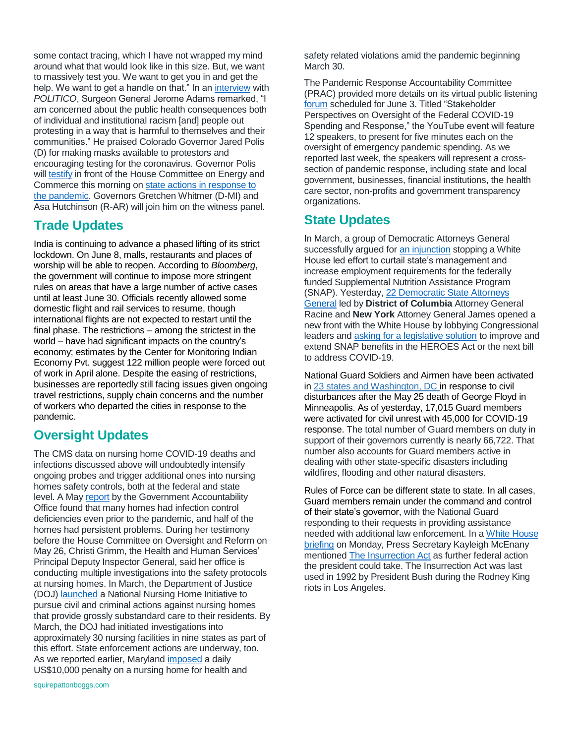some contact tracing, which I have not wrapped my mind around what that would look like in this size. But, we want to massively test you. We want to get you in and get the help. We want to get a handle on that." In an interview with *POLITICO*, Surgeon General Jerome Adams remarked, "I am concerned about the public health consequences both of individual and institutional racism [and] people out protesting in a way that is harmful to themselves and their communities." He praised Colorado Governor Jared Polis (D) for making masks available to protestors and encouraging testing for the coronavirus. Governor Polis will testify in front of the House Committee on Energy and Commerce this morning on state actions in response to the pandemic. Governors Gretchen Whitmer (D-MI) and Asa Hutchinson (R-AR) will join him on the witness panel.

## Trade Updates

India is continuing to advance a phased lifting of its strict lockdown. On June 8, malls, restaurants and places of worship will be able to reopen. According to *Bloomberg*, the government will continue to impose more stringent rules on areas that have a large number of active cases until at least June 30. Officials recently allowed some domestic flight and rail services to resume, though international flights are not expected to restart until the final phase. The restrictions – among the strictest in the world – have had significant impacts on the country's economy; estimates by the Center for Monitoring Indian Economy Pvt. suggest 122 million people were forced out of work in April alone. Despite the easing of restrictions, businesses are reportedly still facing issues given ongoing travel restrictions, supply chain concerns and the number of workers who departed the cities in response to the pandemic.

## Oversight Updates

The CMS data on nursing home COVID-19 deaths and infections discussed above will undoubtedly intensify ongoing probes and trigger additional ones into nursing homes safety controls, both at the federal and state level. A May report by the Government Accountability Office found that many homes had infection control deficiencies even prior to the pandemic, and half of the homes had persistent problems. During her testimony before the House Committee on Oversight and Reform on May 26, Christi Grimm, the Health and Human Services' Principal Deputy Inspector General, said her office is conducting multiple investigations into the safety protocols at nursing homes. In March, the Department of Justice (DOJ) launched a National Nursing Home Initiative to pursue civil and criminal actions against nursing homes that provide grossly substandard care to their residents. By March, the DOJ had initiated investigations into approximately 30 nursing facilities in nine states as part of this effort. State enforcement actions are underway, too. As we reported earlier, Maryland imposed a daily US$10,000 penalty on a nursing home for health and safety related violations amid the pandemic beginning March 30.

The Pandemic Response Accountability Committee (PRAC) provided more details on its virtual public listening forum scheduled for June 3. Titled "Stakeholder Perspectives on Oversight of the Federal COVID-19 Spending and Response," the YouTube event will feature 12 speakers, to present for five minutes each on the oversight of emergency pandemic spending. As we reported last week, the speakers will represent a cross-section of pandemic response, including state and local government, businesses, financial institutions, the health care sector, non-profits and government transparency organizations.

## State Updates

In March, a group of Democratic Attorneys General successfully argued for an injunction stopping a White House led effort to curtail state's management and increase employment requirements for the federally funded Supplemental Nutrition Assistance Program (SNAP). Yesterday, 22 Democratic State Attorneys General led by **District of Columbia** Attorney General Racine and **New York** Attorney General James opened a new front with the White House by lobbying Congressional leaders and asking for a legislative solution to improve and extend SNAP benefits in the HEROES Act or the next bill to address COVID-19.

National Guard Soldiers and Airmen have been activated in 23 states and Washington, DC in response to civil disturbances after the May 25 death of George Floyd in Minneapolis. As of yesterday, 17,015 Guard members were activated for civil unrest with 45,000 for COVID-19 response. The total number of Guard members on duty in support of their governors currently is nearly 66,722. That number also accounts for Guard members active in dealing with other state-specific disasters including wildfires, flooding and other natural disasters.

Rules of Force can be different state to state. In all cases, Guard members remain under the command and control of their state's governor, with the National Guard responding to their requests in providing assistance needed with additional law enforcement. In a White House briefing on Monday, Press Secretary Kayleigh McEnany mentioned The Insurrection Act as further federal action the president could take. The Insurrection Act was last used in 1992 by President Bush during the Rodney King riots in Los Angeles.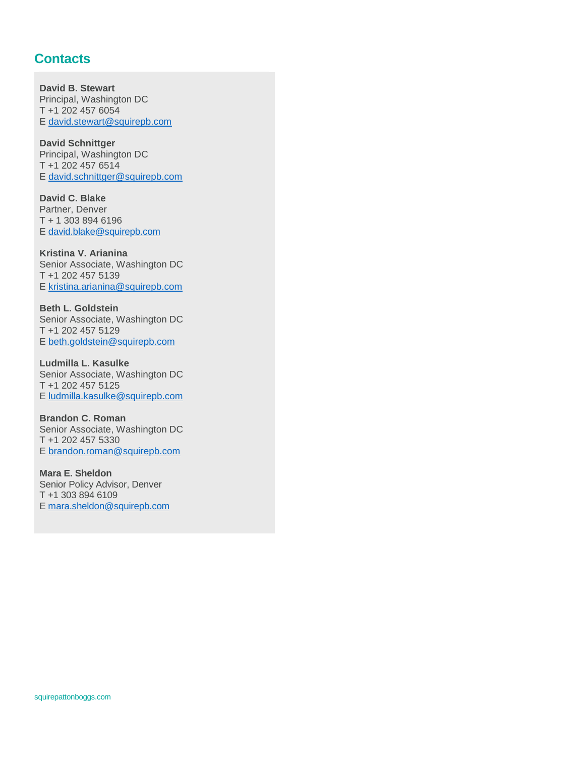## Contacts

**David B. Stewart**
Principal, Washington DC
T +1 202 457 6054
E david.stewart@squirepb.com

**David Schnittger**
Principal, Washington DC
T +1 202 457 6514
E david.schnittger@squirepb.com

**David C. Blake**
Partner, Denver
T + 1 303 894 6196
E david.blake@squirepb.com

**Kristina V. Arianina**
Senior Associate, Washington DC
T +1 202 457 5139
E kristina.arianina@squirepb.com

**Beth L. Goldstein**
Senior Associate, Washington DC
T +1 202 457 5129
E beth.goldstein@squirepb.com

**Ludmilla L. Kasulke**
Senior Associate, Washington DC
T +1 202 457 5125
E ludmilla.kasulke@squirepb.com

**Brandon C. Roman**
Senior Associate, Washington DC
T +1 202 457 5330
E brandon.roman@squirepb.com

**Mara E. Sheldon**
Senior Policy Advisor, Denver
T +1 303 894 6109
E mara.sheldon@squirepb.com